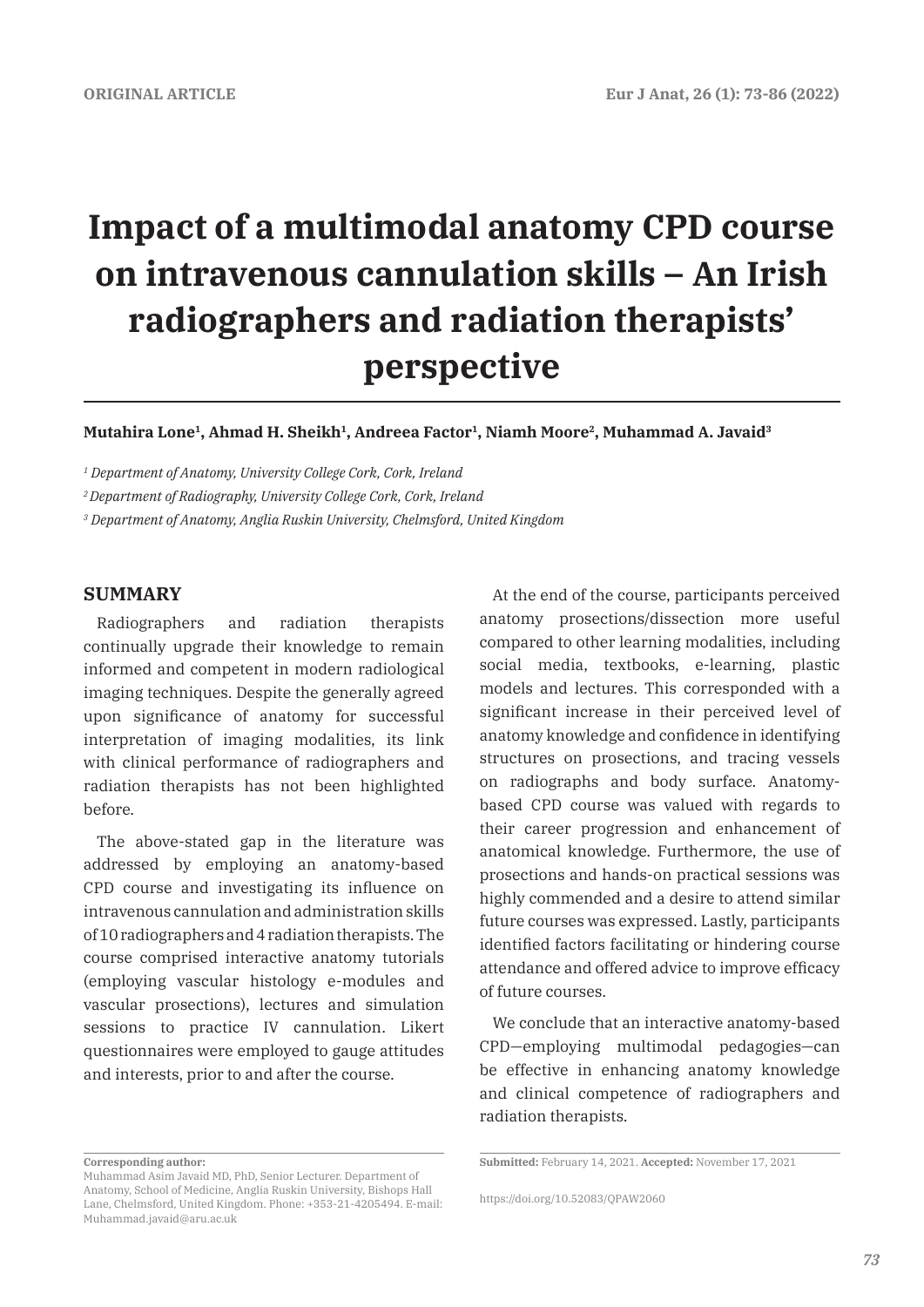ORIGINAL ARTICLE

# Impact of a multimodal anatomy CPD course on intravenous cannulation skills – An Irish radiographers and radiation therapists' perspective

**Mutahira Lone[1], Ahmad H. Sheikh[1], Andreea Factor[1], Niamh Moore[2], Muhammad A. Javaid[3]**

*[1] Department of Anatomy, University College Cork, Cork, Ireland*

*[2] Department of Radiography, University College Cork, Cork, Ireland*

*[3] Department of Anatomy, Anglia Ruskin University, Chelmsford, United Kingdom*

## SUMMARY

Radiographers and radiation therapists continually upgrade their knowledge to remain informed and competent in modern radiological imaging techniques. Despite the generally agreed upon significance of anatomy for successful interpretation of imaging modalities, its link with clinical performance of radiographers and radiation therapists has not been highlighted before.

The above-stated gap in the literature was addressed by employing an anatomy-based CPD course and investigating its influence on intravenous cannulation and administration skills of 10 radiographers and 4 radiation therapists. The course comprised interactive anatomy tutorials (employing vascular histology e-modules and vascular prosections), lectures and simulation sessions to practice IV cannulation. Likert questionnaires were employed to gauge attitudes and interests, prior to and after the course.

At the end of the course, participants perceived anatomy prosections/dissection more useful compared to other learning modalities, including social media, textbooks, e-learning, plastic models and lectures. This corresponded with a significant increase in their perceived level of anatomy knowledge and confidence in identifying structures on prosections, and tracing vessels on radiographs and body surface. Anatomy-based CPD course was valued with regards to their career progression and enhancement of anatomical knowledge. Furthermore, the use of prosections and hands-on practical sessions was highly commended and a desire to attend similar future courses was expressed. Lastly, participants identified factors facilitating or hindering course attendance and offered advice to improve efficacy of future courses.

We conclude that an interactive anatomy-based CPD—employing multimodal pedagogies—can be effective in enhancing anatomy knowledge and clinical competence of radiographers and radiation therapists.

**Corresponding author:**
Muhammad Asim Javaid MD, PhD, Senior Lecturer. Department of Anatomy, School of Medicine, Anglia Ruskin University, Bishops Hall Lane, Chelmsford, United Kingdom. Phone: +353-21-4205494. E-mail: Muhammad.javaid@aru.ac.uk

**Submitted:** February 14, 2021. **Accepted:** November 17, 2021

https://doi.org/10.52083/QPAW2060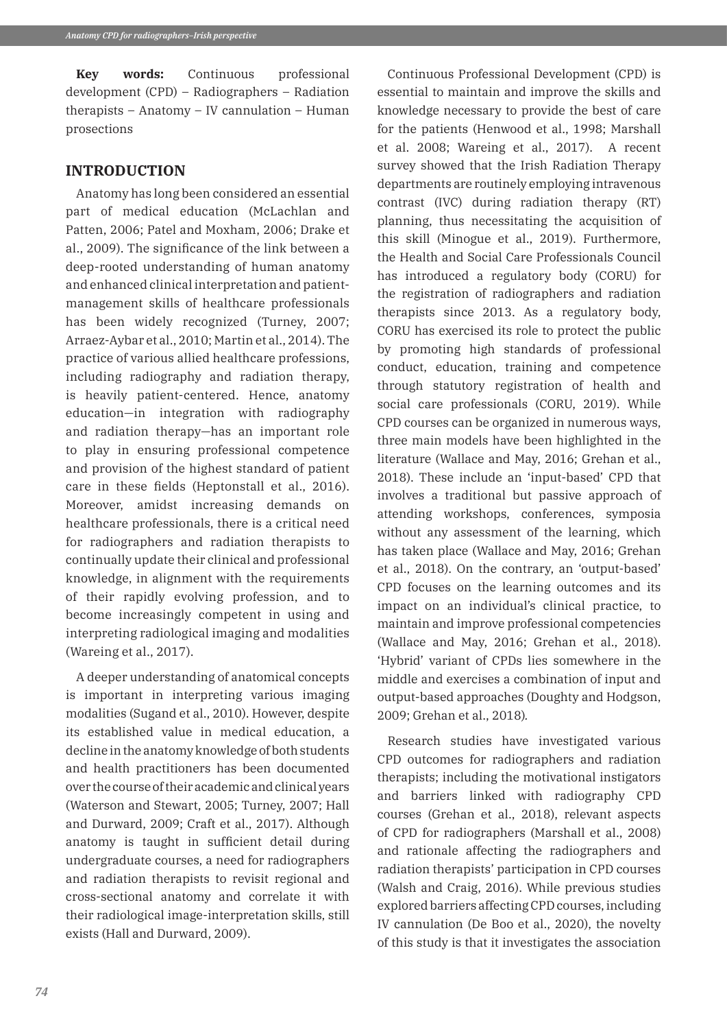**Key words:** Continuous professional development (CPD) – Radiographers – Radiation therapists – Anatomy – IV cannulation – Human prosections

## INTRODUCTION

Anatomy has long been considered an essential part of medical education (McLachlan and Patten, 2006; Patel and Moxham, 2006; Drake et al., 2009). The significance of the link between a deep-rooted understanding of human anatomy and enhanced clinical interpretation and patient-management skills of healthcare professionals has been widely recognized (Turney, 2007; Arraez-Aybar et al., 2010; Martin et al., 2014). The practice of various allied healthcare professions, including radiography and radiation therapy, is heavily patient-centered. Hence, anatomy education—in integration with radiography and radiation therapy—has an important role to play in ensuring professional competence and provision of the highest standard of patient care in these fields (Heptonstall et al., 2016). Moreover, amidst increasing demands on healthcare professionals, there is a critical need for radiographers and radiation therapists to continually update their clinical and professional knowledge, in alignment with the requirements of their rapidly evolving profession, and to become increasingly competent in using and interpreting radiological imaging and modalities (Wareing et al., 2017).

A deeper understanding of anatomical concepts is important in interpreting various imaging modalities (Sugand et al., 2010). However, despite its established value in medical education, a decline in the anatomy knowledge of both students and health practitioners has been documented over the course of their academic and clinical years (Waterson and Stewart, 2005; Turney, 2007; Hall and Durward, 2009; Craft et al., 2017). Although anatomy is taught in sufficient detail during undergraduate courses, a need for radiographers and radiation therapists to revisit regional and cross-sectional anatomy and correlate it with their radiological image-interpretation skills, still exists (Hall and Durward, 2009).

Continuous Professional Development (CPD) is essential to maintain and improve the skills and knowledge necessary to provide the best of care for the patients (Henwood et al., 1998; Marshall et al. 2008; Wareing et al., 2017). A recent survey showed that the Irish Radiation Therapy departments are routinely employing intravenous contrast (IVC) during radiation therapy (RT) planning, thus necessitating the acquisition of this skill (Minogue et al., 2019). Furthermore, the Health and Social Care Professionals Council has introduced a regulatory body (CORU) for the registration of radiographers and radiation therapists since 2013. As a regulatory body, CORU has exercised its role to protect the public by promoting high standards of professional conduct, education, training and competence through statutory registration of health and social care professionals (CORU, 2019). While CPD courses can be organized in numerous ways, three main models have been highlighted in the literature (Wallace and May, 2016; Grehan et al., 2018). These include an 'input-based' CPD that involves a traditional but passive approach of attending workshops, conferences, symposia without any assessment of the learning, which has taken place (Wallace and May, 2016; Grehan et al., 2018). On the contrary, an 'output-based' CPD focuses on the learning outcomes and its impact on an individual's clinical practice, to maintain and improve professional competencies (Wallace and May, 2016; Grehan et al., 2018). 'Hybrid' variant of CPDs lies somewhere in the middle and exercises a combination of input and output-based approaches (Doughty and Hodgson, 2009; Grehan et al., 2018).

Research studies have investigated various CPD outcomes for radiographers and radiation therapists; including the motivational instigators and barriers linked with radiography CPD courses (Grehan et al., 2018), relevant aspects of CPD for radiographers (Marshall et al., 2008) and rationale affecting the radiographers and radiation therapists' participation in CPD courses (Walsh and Craig, 2016). While previous studies explored barriers affecting CPD courses, including IV cannulation (De Boo et al., 2020), the novelty of this study is that it investigates the association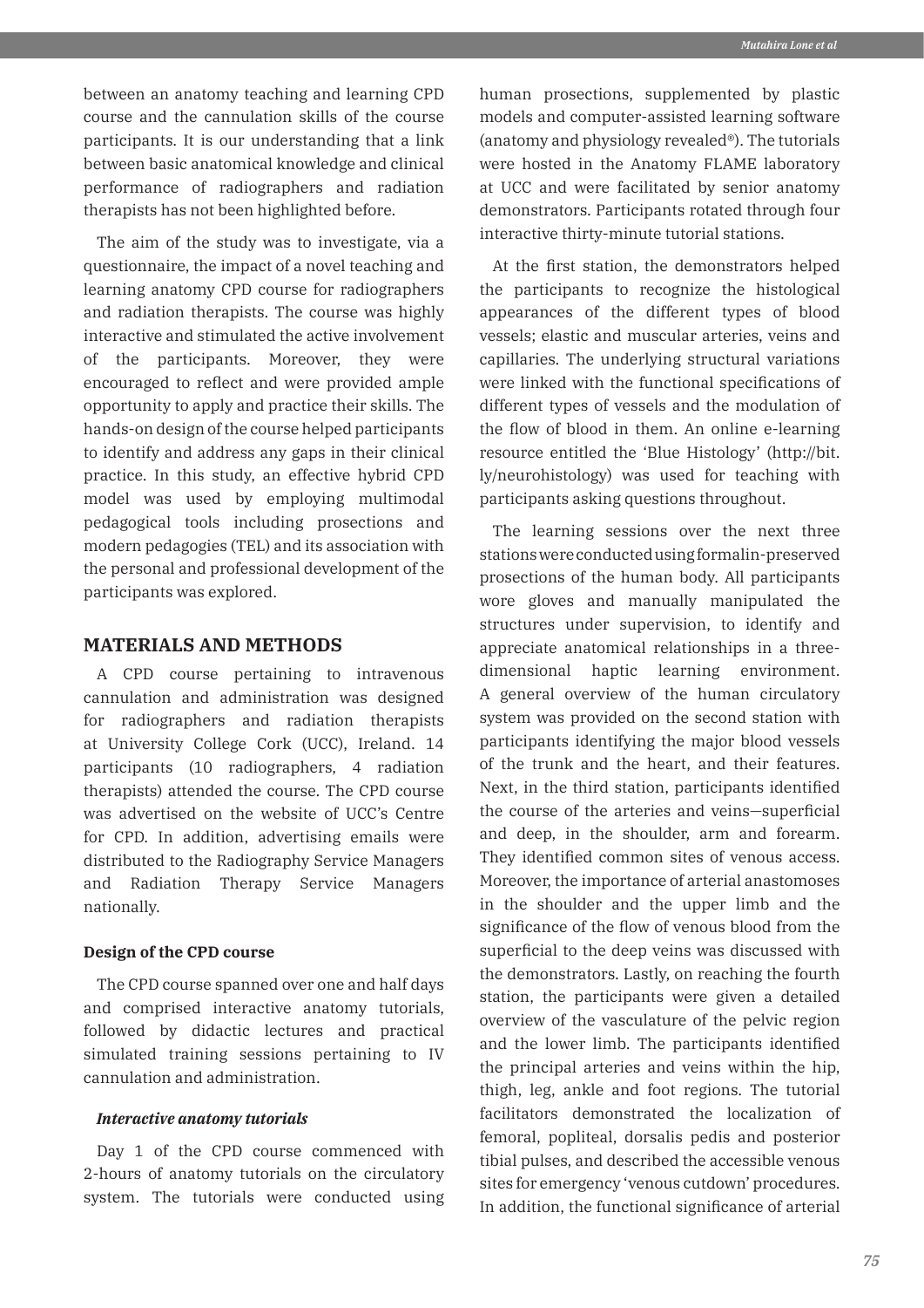between an anatomy teaching and learning CPD course and the cannulation skills of the course participants. It is our understanding that a link between basic anatomical knowledge and clinical performance of radiographers and radiation therapists has not been highlighted before.

The aim of the study was to investigate, via a questionnaire, the impact of a novel teaching and learning anatomy CPD course for radiographers and radiation therapists. The course was highly interactive and stimulated the active involvement of the participants. Moreover, they were encouraged to reflect and were provided ample opportunity to apply and practice their skills. The hands-on design of the course helped participants to identify and address any gaps in their clinical practice. In this study, an effective hybrid CPD model was used by employing multimodal pedagogical tools including prosections and modern pedagogies (TEL) and its association with the personal and professional development of the participants was explored.

## MATERIALS AND METHODS

A CPD course pertaining to intravenous cannulation and administration was designed for radiographers and radiation therapists at University College Cork (UCC), Ireland. 14 participants (10 radiographers, 4 radiation therapists) attended the course. The CPD course was advertised on the website of UCC's Centre for CPD. In addition, advertising emails were distributed to the Radiography Service Managers and Radiation Therapy Service Managers nationally.

### Design of the CPD course

The CPD course spanned over one and half days and comprised interactive anatomy tutorials, followed by didactic lectures and practical simulated training sessions pertaining to IV cannulation and administration.

#### *Interactive anatomy tutorials*

Day 1 of the CPD course commenced with 2-hours of anatomy tutorials on the circulatory system. The tutorials were conducted using human prosections, supplemented by plastic models and computer-assisted learning software (anatomy and physiology revealed®). The tutorials were hosted in the Anatomy FLAME laboratory at UCC and were facilitated by senior anatomy demonstrators. Participants rotated through four interactive thirty-minute tutorial stations.

At the first station, the demonstrators helped the participants to recognize the histological appearances of the different types of blood vessels; elastic and muscular arteries, veins and capillaries. The underlying structural variations were linked with the functional specifications of different types of vessels and the modulation of the flow of blood in them. An online e-learning resource entitled the 'Blue Histology' (http://bit.ly/neurohistology) was used for teaching with participants asking questions throughout.

The learning sessions over the next three stations were conducted using formalin-preserved prosections of the human body. All participants wore gloves and manually manipulated the structures under supervision, to identify and appreciate anatomical relationships in a three-dimensional haptic learning environment. A general overview of the human circulatory system was provided on the second station with participants identifying the major blood vessels of the trunk and the heart, and their features. Next, in the third station, participants identified the course of the arteries and veins—superficial and deep, in the shoulder, arm and forearm. They identified common sites of venous access. Moreover, the importance of arterial anastomoses in the shoulder and the upper limb and the significance of the flow of venous blood from the superficial to the deep veins was discussed with the demonstrators. Lastly, on reaching the fourth station, the participants were given a detailed overview of the vasculature of the pelvic region and the lower limb. The participants identified the principal arteries and veins within the hip, thigh, leg, ankle and foot regions. The tutorial facilitators demonstrated the localization of femoral, popliteal, dorsalis pedis and posterior tibial pulses, and described the accessible venous sites for emergency 'venous cutdown' procedures. In addition, the functional significance of arterial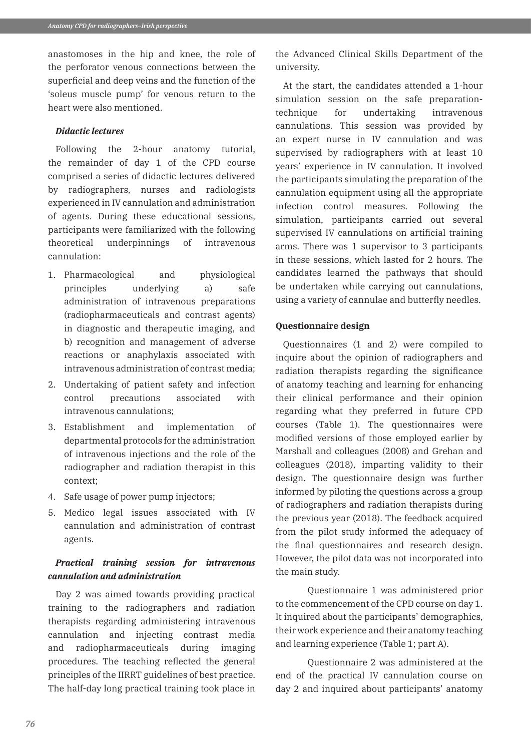anastomoses in the hip and knee, the role of the perforator venous connections between the superficial and deep veins and the function of the 'soleus muscle pump' for venous return to the heart were also mentioned.

### *Didactic lectures*

Following the 2-hour anatomy tutorial, the remainder of day 1 of the CPD course comprised a series of didactic lectures delivered by radiographers, nurses and radiologists experienced in IV cannulation and administration of agents. During these educational sessions, participants were familiarized with the following theoretical underpinnings of intravenous cannulation:

1. Pharmacological and physiological principles underlying a) safe administration of intravenous preparations (radiopharmaceuticals and contrast agents) in diagnostic and therapeutic imaging, and b) recognition and management of adverse reactions or anaphylaxis associated with intravenous administration of contrast media;
2. Undertaking of patient safety and infection control precautions associated with intravenous cannulations;
3. Establishment and implementation of departmental protocols for the administration of intravenous injections and the role of the radiographer and radiation therapist in this context;
4. Safe usage of power pump injectors;
5. Medico legal issues associated with IV cannulation and administration of contrast agents.

### *Practical training session for intravenous cannulation and administration*

Day 2 was aimed towards providing practical training to the radiographers and radiation therapists regarding administering intravenous cannulation and injecting contrast media and radiopharmaceuticals during imaging procedures. The teaching reflected the general principles of the IIRRT guidelines of best practice. The half-day long practical training took place in the Advanced Clinical Skills Department of the university.

At the start, the candidates attended a 1-hour simulation session on the safe preparation-technique for undertaking intravenous cannulations. This session was provided by an expert nurse in IV cannulation and was supervised by radiographers with at least 10 years' experience in IV cannulation. It involved the participants simulating the preparation of the cannulation equipment using all the appropriate infection control measures. Following the simulation, participants carried out several supervised IV cannulations on artificial training arms. There was 1 supervisor to 3 participants in these sessions, which lasted for 2 hours. The candidates learned the pathways that should be undertaken while carrying out cannulations, using a variety of cannulae and butterfly needles.

### **Questionnaire design**

Questionnaires (1 and 2) were compiled to inquire about the opinion of radiographers and radiation therapists regarding the significance of anatomy teaching and learning for enhancing their clinical performance and their opinion regarding what they preferred in future CPD courses (Table 1). The questionnaires were modified versions of those employed earlier by Marshall and colleagues (2008) and Grehan and colleagues (2018), imparting validity to their design. The questionnaire design was further informed by piloting the questions across a group of radiographers and radiation therapists during the previous year (2018). The feedback acquired from the pilot study informed the adequacy of the final questionnaires and research design. However, the pilot data was not incorporated into the main study.

Questionnaire 1 was administered prior to the commencement of the CPD course on day 1. It inquired about the participants' demographics, their work experience and their anatomy teaching and learning experience (Table 1; part A).

Questionnaire 2 was administered at the end of the practical IV cannulation course on day 2 and inquired about participants' anatomy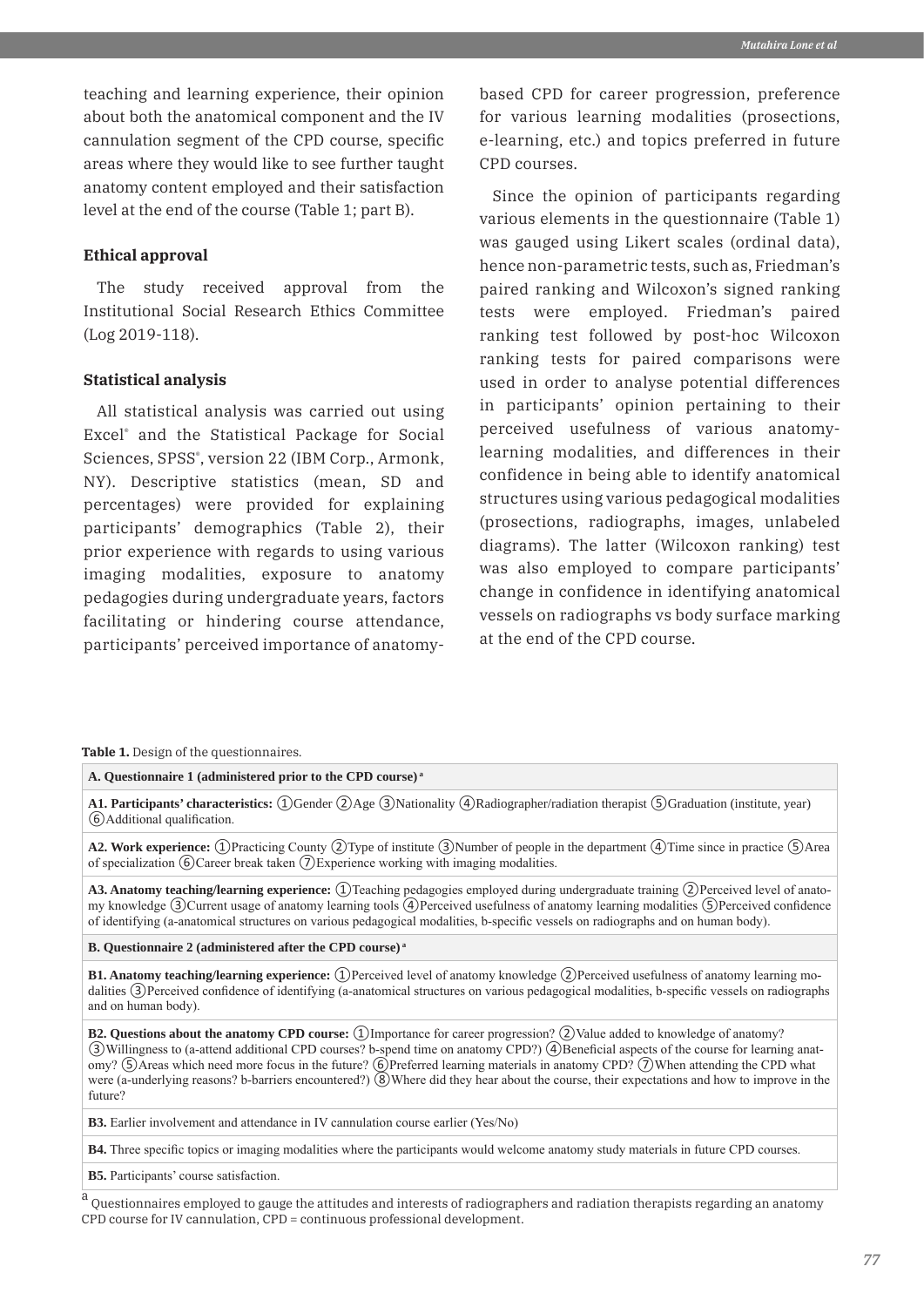teaching and learning experience, their opinion about both the anatomical component and the IV cannulation segment of the CPD course, specific areas where they would like to see further taught anatomy content employed and their satisfaction level at the end of the course (Table 1; part B).

### Ethical approval

The study received approval from the Institutional Social Research Ethics Committee (Log 2019-118).

### Statistical analysis

All statistical analysis was carried out using Excel® and the Statistical Package for Social Sciences, SPSS®, version 22 (IBM Corp., Armonk, NY). Descriptive statistics (mean, SD and percentages) were provided for explaining participants' demographics (Table 2), their prior experience with regards to using various imaging modalities, exposure to anatomy pedagogies during undergraduate years, factors facilitating or hindering course attendance, participants' perceived importance of anatomy-based CPD for career progression, preference for various learning modalities (prosections, e-learning, etc.) and topics preferred in future CPD courses.

Since the opinion of participants regarding various elements in the questionnaire (Table 1) was gauged using Likert scales (ordinal data), hence non-parametric tests, such as, Friedman's paired ranking and Wilcoxon's signed ranking tests were employed. Friedman's paired ranking test followed by post-hoc Wilcoxon ranking tests for paired comparisons were used in order to analyse potential differences in participants' opinion pertaining to their perceived usefulness of various anatomy-learning modalities, and differences in their confidence in being able to identify anatomical structures using various pedagogical modalities (prosections, radiographs, images, unlabeled diagrams). The latter (Wilcoxon ranking) test was also employed to compare participants' change in confidence in identifying anatomical vessels on radiographs vs body surface marking at the end of the CPD course.

**Table 1.** Design of the questionnaires.

| |
|---|
| **A. Questionnaire 1 (administered prior to the CPD course)** [a] |
| **A1. Participants' characteristics:** ①Gender ②Age ③Nationality ④Radiographer/radiation therapist ⑤Graduation (institute, year) ⑥Additional qualification. |
| **A2. Work experience:** ①Practicing County ②Type of institute ③Number of people in the department ④Time since in practice ⑤Area of specialization ⑥Career break taken ⑦Experience working with imaging modalities. |
| **A3. Anatomy teaching/learning experience:** ①Teaching pedagogies employed during undergraduate training ②Perceived level of anatomy knowledge ③Current usage of anatomy learning tools ④Perceived usefulness of anatomy learning modalities ⑤Perceived confidence of identifying (a-anatomical structures on various pedagogical modalities, b-specific vessels on radiographs and on human body). |
| **B. Questionnaire 2 (administered after the CPD course)** [a] |
| **B1. Anatomy teaching/learning experience:** ①Perceived level of anatomy knowledge ②Perceived usefulness of anatomy learning modalities ③Perceived confidence of identifying (a-anatomical structures on various pedagogical modalities, b-specific vessels on radiographs and on human body). |
| **B2. Questions about the anatomy CPD course:** ①Importance for career progression? ②Value added to knowledge of anatomy? ③Willingness to (a-attend additional CPD courses? b-spend time on anatomy CPD?) ④Beneficial aspects of the course for learning anatomy? ⑤Areas which need more focus in the future? ⑥Preferred learning materials in anatomy CPD? ⑦When attending the CPD what were (a-underlying reasons? b-barriers encountered?) ⑧Where did they hear about the course, their expectations and how to improve in the future? |
| **B3.** Earlier involvement and attendance in IV cannulation course earlier (Yes/No) |
| **B4.** Three specific topics or imaging modalities where the participants would welcome anatomy study materials in future CPD courses. |
| **B5.** Participants' course satisfaction. |

[a] Questionnaires employed to gauge the attitudes and interests of radiographers and radiation therapists regarding an anatomy CPD course for IV cannulation, CPD = continuous professional development.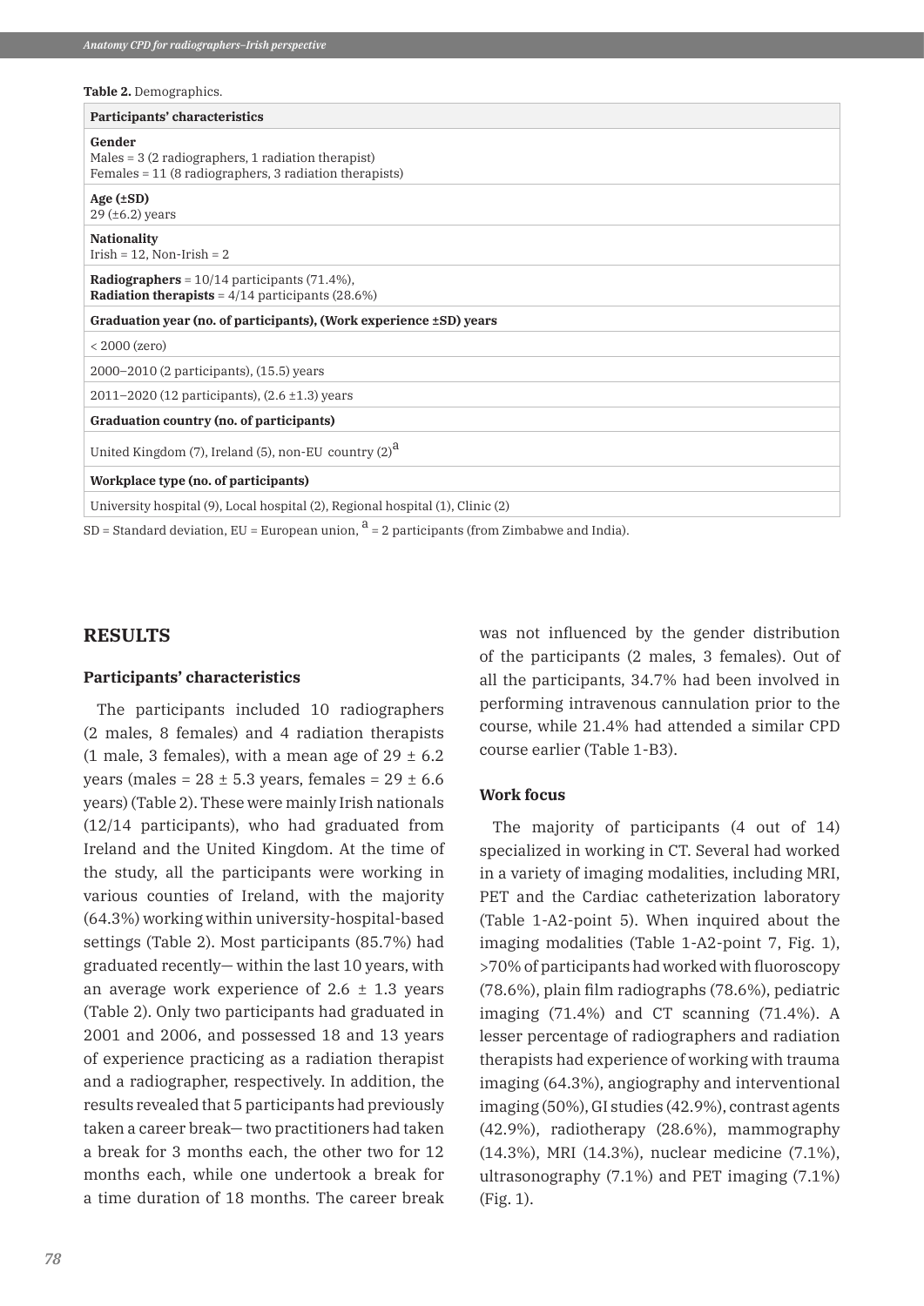**Table 2.** Demographics.

| Participants' characteristics |
|---|
| **Gender**<br>Males = 3 (2 radiographers, 1 radiation therapist)<br>Females = 11 (8 radiographers, 3 radiation therapists) |
| **Age (±SD)**<br>29 (±6.2) years |
| **Nationality**<br>Irish = 12, Non-Irish = 2 |
| **Radiographers** = 10/14 participants (71.4%),<br>**Radiation therapists** = 4/14 participants (28.6%) |
| **Graduation year (no. of participants), (Work experience ±SD) years** |
| < 2000 (zero) |
| 2000–2010 (2 participants), (15.5) years |
| 2011–2020 (12 participants), (2.6 ±1.3) years |
| **Graduation country (no. of participants)** |
| United Kingdom (7), Ireland (5), non-EU country (2)[a] |
| **Workplace type (no. of participants)** |
| University hospital (9), Local hospital (2), Regional hospital (1), Clinic (2) |

SD = Standard deviation, EU = European union, [a] = 2 participants (from Zimbabwe and India).

## RESULTS

### Participants' characteristics

The participants included 10 radiographers (2 males, 8 females) and 4 radiation therapists (1 male, 3 females), with a mean age of 29 ± 6.2 years (males = 28 ± 5.3 years, females = 29 ± 6.6 years) (Table 2). These were mainly Irish nationals (12/14 participants), who had graduated from Ireland and the United Kingdom. At the time of the study, all the participants were working in various counties of Ireland, with the majority (64.3%) working within university-hospital-based settings (Table 2). Most participants (85.7%) had graduated recently— within the last 10 years, with an average work experience of 2.6 ± 1.3 years (Table 2). Only two participants had graduated in 2001 and 2006, and possessed 18 and 13 years of experience practicing as a radiation therapist and a radiographer, respectively. In addition, the results revealed that 5 participants had previously taken a career break— two practitioners had taken a break for 3 months each, the other two for 12 months each, while one undertook a break for a time duration of 18 months. The career break was not influenced by the gender distribution of the participants (2 males, 3 females). Out of all the participants, 34.7% had been involved in performing intravenous cannulation prior to the course, while 21.4% had attended a similar CPD course earlier (Table 1-B3).

### Work focus

The majority of participants (4 out of 14) specialized in working in CT. Several had worked in a variety of imaging modalities, including MRI, PET and the Cardiac catheterization laboratory (Table 1-A2-point 5). When inquired about the imaging modalities (Table 1-A2-point 7, Fig. 1), >70% of participants had worked with fluoroscopy (78.6%), plain film radiographs (78.6%), pediatric imaging (71.4%) and CT scanning (71.4%). A lesser percentage of radiographers and radiation therapists had experience of working with trauma imaging (64.3%), angiography and interventional imaging (50%), GI studies (42.9%), contrast agents (42.9%), radiotherapy (28.6%), mammography (14.3%), MRI (14.3%), nuclear medicine (7.1%), ultrasonography (7.1%) and PET imaging (7.1%) (Fig. 1).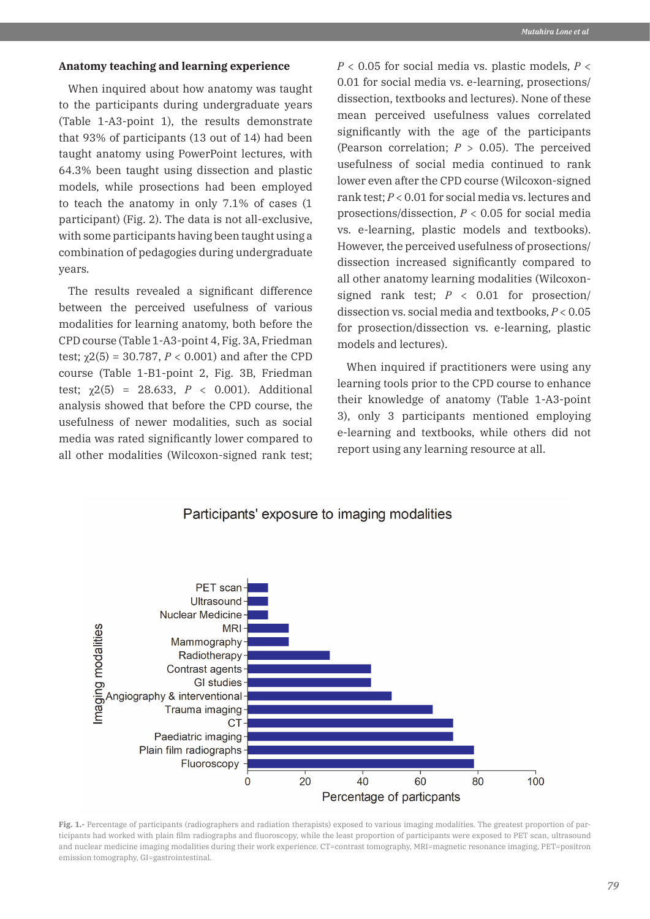### Anatomy teaching and learning experience

When inquired about how anatomy was taught to the participants during undergraduate years (Table 1-A3-point 1), the results demonstrate that 93% of participants (13 out of 14) had been taught anatomy using PowerPoint lectures, with 64.3% been taught using dissection and plastic models, while prosections had been employed to teach the anatomy in only 7.1% of cases (1 participant) (Fig. 2). The data is not all-exclusive, with some participants having been taught using a combination of pedagogies during undergraduate years.

The results revealed a significant difference between the perceived usefulness of various modalities for learning anatomy, both before the CPD course (Table 1-A3-point 4, Fig. 3A, Friedman test; $\chi2(5) = 30.787$, $P < 0.001$) and after the CPD course (Table 1-B1-point 2, Fig. 3B, Friedman test; $\chi2(5) = 28.633$, $P < 0.001$). Additional analysis showed that before the CPD course, the usefulness of newer modalities, such as social media was rated significantly lower compared to all other modalities (Wilcoxon-signed rank test; $P < 0.05$ for social media vs. plastic models, $P < 0.01$ for social media vs. e-learning, prosections/dissection, textbooks and lectures). None of these mean perceived usefulness values correlated significantly with the age of the participants (Pearson correlation; $P > 0.05$). The perceived usefulness of social media continued to rank lower even after the CPD course (Wilcoxon-signed rank test; $P < 0.01$ for social media vs. lectures and prosections/dissection, $P < 0.05$ for social media vs. e-learning, plastic models and textbooks). However, the perceived usefulness of prosections/dissection increased significantly compared to all other anatomy learning modalities (Wilcoxon-signed rank test; $P < 0.01$ for prosection/dissection vs. social media and textbooks, $P < 0.05$ for prosection/dissection vs. e-learning, plastic models and lectures).

When inquired if practitioners were using any learning tools prior to the CPD course to enhance their knowledge of anatomy (Table 1-A3-point 3), only 3 participants mentioned employing e-learning and textbooks, while others did not report using any learning resource at all.

**Fig. 1.-** Percentage of participants (radiographers and radiation therapists) exposed to various imaging modalities. The greatest proportion of participants had worked with plain film radiographs and fluoroscopy, while the least proportion of participants were exposed to PET scan, ultrasound and nuclear medicine imaging modalities during their work experience. CT=contrast tomography, MRI=magnetic resonance imaging, PET=positron emission tomography, GI=gastrointestinal.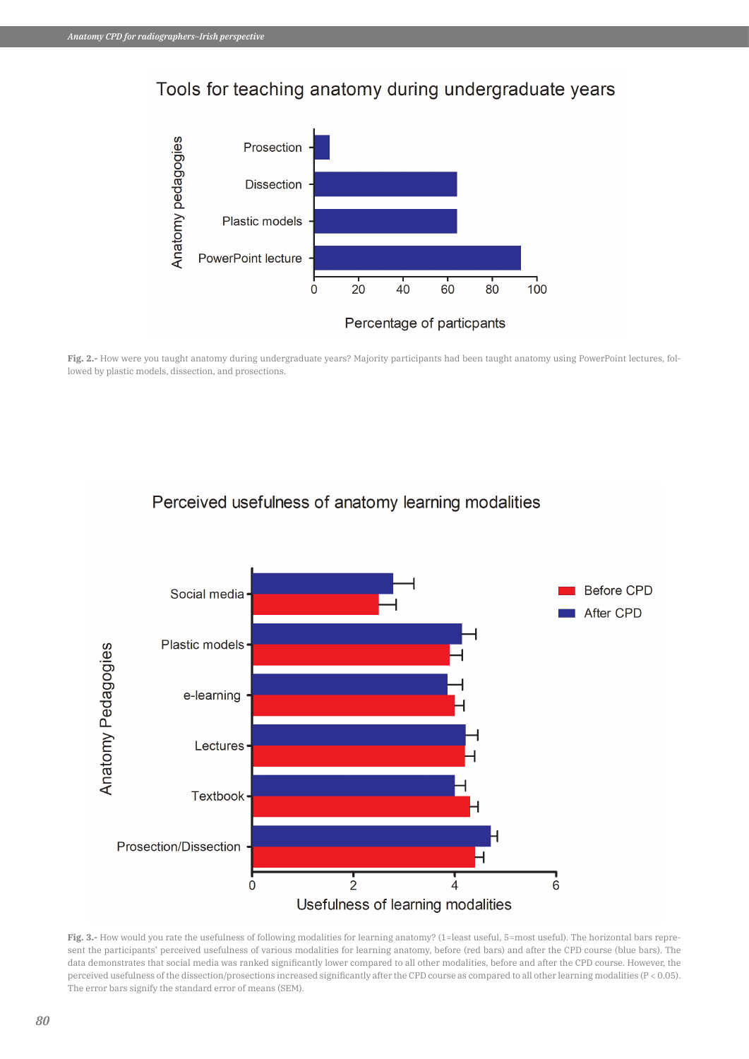Tools for teaching anatomy during undergraduate years

**Fig. 2.-** How were you taught anatomy during undergraduate years? Majority participants had been taught anatomy using PowerPoint lectures, followed by plastic models, dissection, and prosections.

Perceived usefulness of anatomy learning modalities

**Fig. 3.-** How would you rate the usefulness of following modalities for learning anatomy? (1=least useful, 5=most useful). The horizontal bars represent the participants' perceived usefulness of various modalities for learning anatomy, before (red bars) and after the CPD course (blue bars). The data demonstrates that social media was ranked significantly lower compared to all other modalities, before and after the CPD course. However, the perceived usefulness of the dissection/prosections increased significantly after the CPD course as compared to all other learning modalities ($P < 0.05$). The error bars signify the standard error of means (SEM).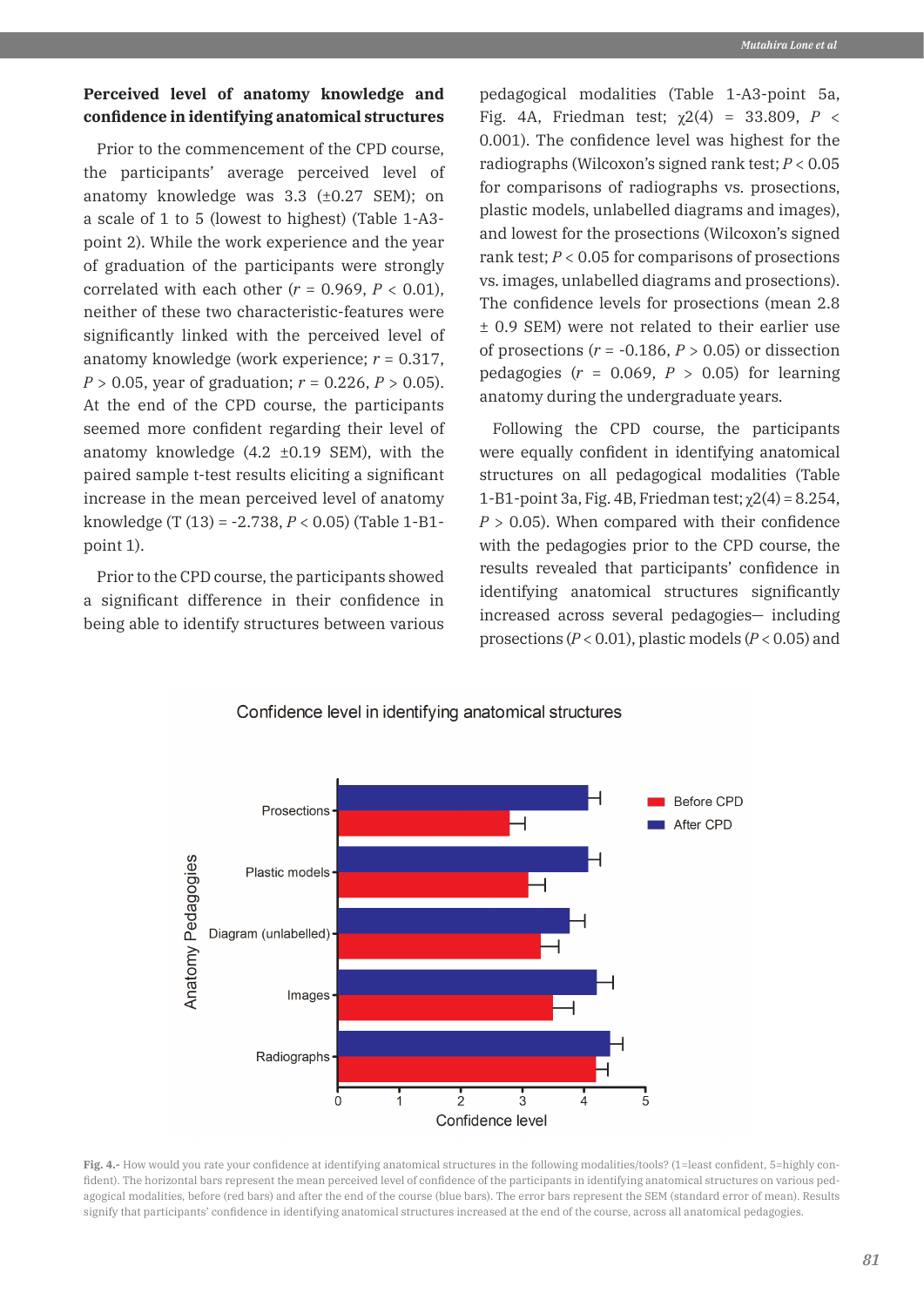### Perceived level of anatomy knowledge and confidence in identifying anatomical structures

Prior to the commencement of the CPD course, the participants' average perceived level of anatomy knowledge was 3.3 (±0.27 SEM); on a scale of 1 to 5 (lowest to highest) (Table 1-A3-point 2). While the work experience and the year of graduation of the participants were strongly correlated with each other ($r = 0.969$, $P < 0.01$), neither of these two characteristic-features were significantly linked with the perceived level of anatomy knowledge (work experience; $r = 0.317$, $P > 0.05$, year of graduation; $r = 0.226$, $P > 0.05$). At the end of the CPD course, the participants seemed more confident regarding their level of anatomy knowledge (4.2 ±0.19 SEM), with the paired sample t-test results eliciting a significant increase in the mean perceived level of anatomy knowledge ($T(13) = -2.738$, $P < 0.05$) (Table 1-B1-point 1).

Prior to the CPD course, the participants showed a significant difference in their confidence in being able to identify structures between various pedagogical modalities (Table 1-A3-point 5a, Fig. 4A, Friedman test; $\chi2(4) = 33.809$, $P < 0.001$). The confidence level was highest for the radiographs (Wilcoxon's signed rank test; $P < 0.05$ for comparisons of radiographs vs. prosections, plastic models, unlabelled diagrams and images), and lowest for the prosections (Wilcoxon's signed rank test; $P < 0.05$ for comparisons of prosections vs. images, unlabelled diagrams and prosections). The confidence levels for prosections (mean 2.8 ± 0.9 SEM) were not related to their earlier use of prosections ($r = -0.186$, $P > 0.05$) or dissection pedagogies ($r = 0.069$, $P > 0.05$) for learning anatomy during the undergraduate years.

Following the CPD course, the participants were equally confident in identifying anatomical structures on all pedagogical modalities (Table 1-B1-point 3a, Fig. 4B, Friedman test; $\chi2(4) = 8.254$, $P > 0.05$). When compared with their confidence with the pedagogies prior to the CPD course, the results revealed that participants' confidence in identifying anatomical structures significantly increased across several pedagogies— including prosections ($P < 0.01$), plastic models ($P < 0.05$) and

**Fig. 4.-** How would you rate your confidence at identifying anatomical structures in the following modalities/tools? (1=least confident, 5=highly confident). The horizontal bars represent the mean perceived level of confidence of the participants in identifying anatomical structures on various pedagogical modalities, before (red bars) and after the end of the course (blue bars). The error bars represent the SEM (standard error of mean). Results signify that participants' confidence in identifying anatomical structures increased at the end of the course, across all anatomical pedagogies.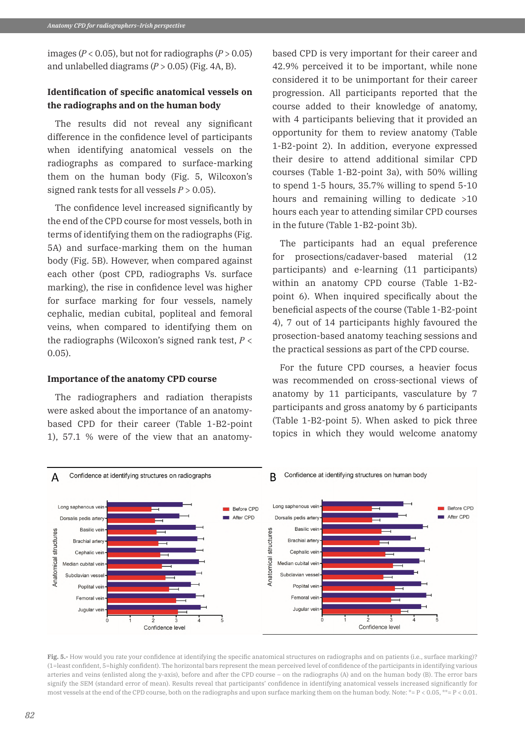images ($P < 0.05$), but not for radiographs ($P > 0.05$) and unlabelled diagrams ($P > 0.05$) (Fig. 4A, B).

### Identification of specific anatomical vessels on the radiographs and on the human body

The results did not reveal any significant difference in the confidence level of participants when identifying anatomical vessels on the radiographs as compared to surface-marking them on the human body (Fig. 5, Wilcoxon's signed rank tests for all vessels $P > 0.05$).

The confidence level increased significantly by the end of the CPD course for most vessels, both in terms of identifying them on the radiographs (Fig. 5A) and surface-marking them on the human body (Fig. 5B). However, when compared against each other (post CPD, radiographs Vs. surface marking), the rise in confidence level was higher for surface marking for four vessels, namely cephalic, median cubital, popliteal and femoral veins, when compared to identifying them on the radiographs (Wilcoxon's signed rank test, $P < 0.05$).

### Importance of the anatomy CPD course

The radiographers and radiation therapists were asked about the importance of an anatomy-based CPD for their career (Table 1-B2-point 1), 57.1 % were of the view that an anatomy-based CPD is very important for their career and 42.9% perceived it to be important, while none considered it to be unimportant for their career progression. All participants reported that the course added to their knowledge of anatomy, with 4 participants believing that it provided an opportunity for them to review anatomy (Table 1-B2-point 2). In addition, everyone expressed their desire to attend additional similar CPD courses (Table 1-B2-point 3a), with 50% willing to spend 1-5 hours, 35.7% willing to spend 5-10 hours and remaining willing to dedicate >10 hours each year to attending similar CPD courses in the future (Table 1-B2-point 3b).

The participants had an equal preference for prosections/cadaver-based material (12 participants) and e-learning (11 participants) within an anatomy CPD course (Table 1-B2-point 6). When inquired specifically about the beneficial aspects of the course (Table 1-B2-point 4), 7 out of 14 participants highly favoured the prosection-based anatomy teaching sessions and the practical sessions as part of the CPD course.

For the future CPD courses, a heavier focus was recommended on cross-sectional views of anatomy by 11 participants, vasculature by 7 participants and gross anatomy by 6 participants (Table 1-B2-point 5). When asked to pick three topics in which they would welcome anatomy

**Fig. 5.-** How would you rate your confidence at identifying the specific anatomical structures on radiographs and on patients (i.e., surface marking)? (1=least confident, 5=highly confident). The horizontal bars represent the mean perceived level of confidence of the participants in identifying various arteries and veins (enlisted along the y-axis), before and after the CPD course – on the radiographs (A) and on the human body (B). The error bars signify the SEM (standard error of mean). Results reveal that participants' confidence in identifying anatomical vessels increased significantly for most vessels at the end of the CPD course, both on the radiographs and upon surface marking them on the human body. Note: *= P < 0.05, **= P < 0.01.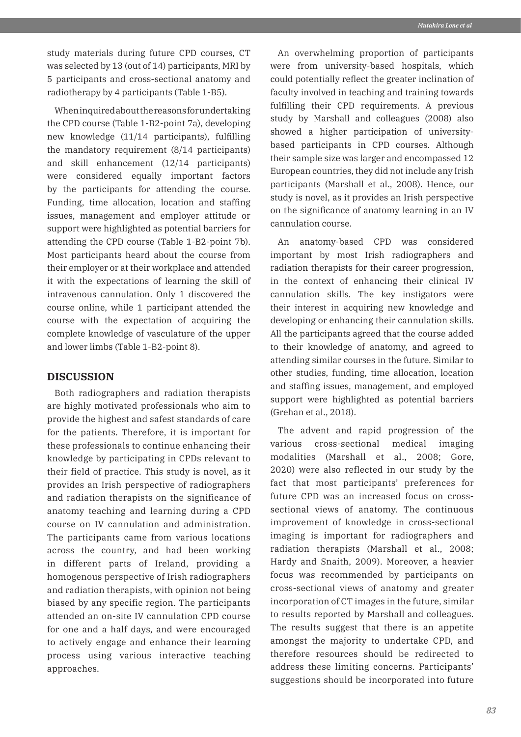study materials during future CPD courses, CT was selected by 13 (out of 14) participants, MRI by 5 participants and cross-sectional anatomy and radiotherapy by 4 participants (Table 1-B5).

When inquired about the reasons for undertaking the CPD course (Table 1-B2-point 7a), developing new knowledge (11/14 participants), fulfilling the mandatory requirement (8/14 participants) and skill enhancement (12/14 participants) were considered equally important factors by the participants for attending the course. Funding, time allocation, location and staffing issues, management and employer attitude or support were highlighted as potential barriers for attending the CPD course (Table 1-B2-point 7b). Most participants heard about the course from their employer or at their workplace and attended it with the expectations of learning the skill of intravenous cannulation. Only 1 discovered the course online, while 1 participant attended the course with the expectation of acquiring the complete knowledge of vasculature of the upper and lower limbs (Table 1-B2-point 8).

## DISCUSSION

Both radiographers and radiation therapists are highly motivated professionals who aim to provide the highest and safest standards of care for the patients. Therefore, it is important for these professionals to continue enhancing their knowledge by participating in CPDs relevant to their field of practice. This study is novel, as it provides an Irish perspective of radiographers and radiation therapists on the significance of anatomy teaching and learning during a CPD course on IV cannulation and administration. The participants came from various locations across the country, and had been working in different parts of Ireland, providing a homogenous perspective of Irish radiographers and radiation therapists, with opinion not being biased by any specific region. The participants attended an on-site IV cannulation CPD course for one and a half days, and were encouraged to actively engage and enhance their learning process using various interactive teaching approaches.

An overwhelming proportion of participants were from university-based hospitals, which could potentially reflect the greater inclination of faculty involved in teaching and training towards fulfilling their CPD requirements. A previous study by Marshall and colleagues (2008) also showed a higher participation of university-based participants in CPD courses. Although their sample size was larger and encompassed 12 European countries, they did not include any Irish participants (Marshall et al., 2008). Hence, our study is novel, as it provides an Irish perspective on the significance of anatomy learning in an IV cannulation course.

An anatomy-based CPD was considered important by most Irish radiographers and radiation therapists for their career progression, in the context of enhancing their clinical IV cannulation skills. The key instigators were their interest in acquiring new knowledge and developing or enhancing their cannulation skills. All the participants agreed that the course added to their knowledge of anatomy, and agreed to attending similar courses in the future. Similar to other studies, funding, time allocation, location and staffing issues, management, and employed support were highlighted as potential barriers (Grehan et al., 2018).

The advent and rapid progression of the various cross-sectional medical imaging modalities (Marshall et al., 2008; Gore, 2020) were also reflected in our study by the fact that most participants' preferences for future CPD was an increased focus on cross-sectional views of anatomy. The continuous improvement of knowledge in cross-sectional imaging is important for radiographers and radiation therapists (Marshall et al., 2008; Hardy and Snaith, 2009). Moreover, a heavier focus was recommended by participants on cross-sectional views of anatomy and greater incorporation of CT images in the future, similar to results reported by Marshall and colleagues. The results suggest that there is an appetite amongst the majority to undertake CPD, and therefore resources should be redirected to address these limiting concerns. Participants' suggestions should be incorporated into future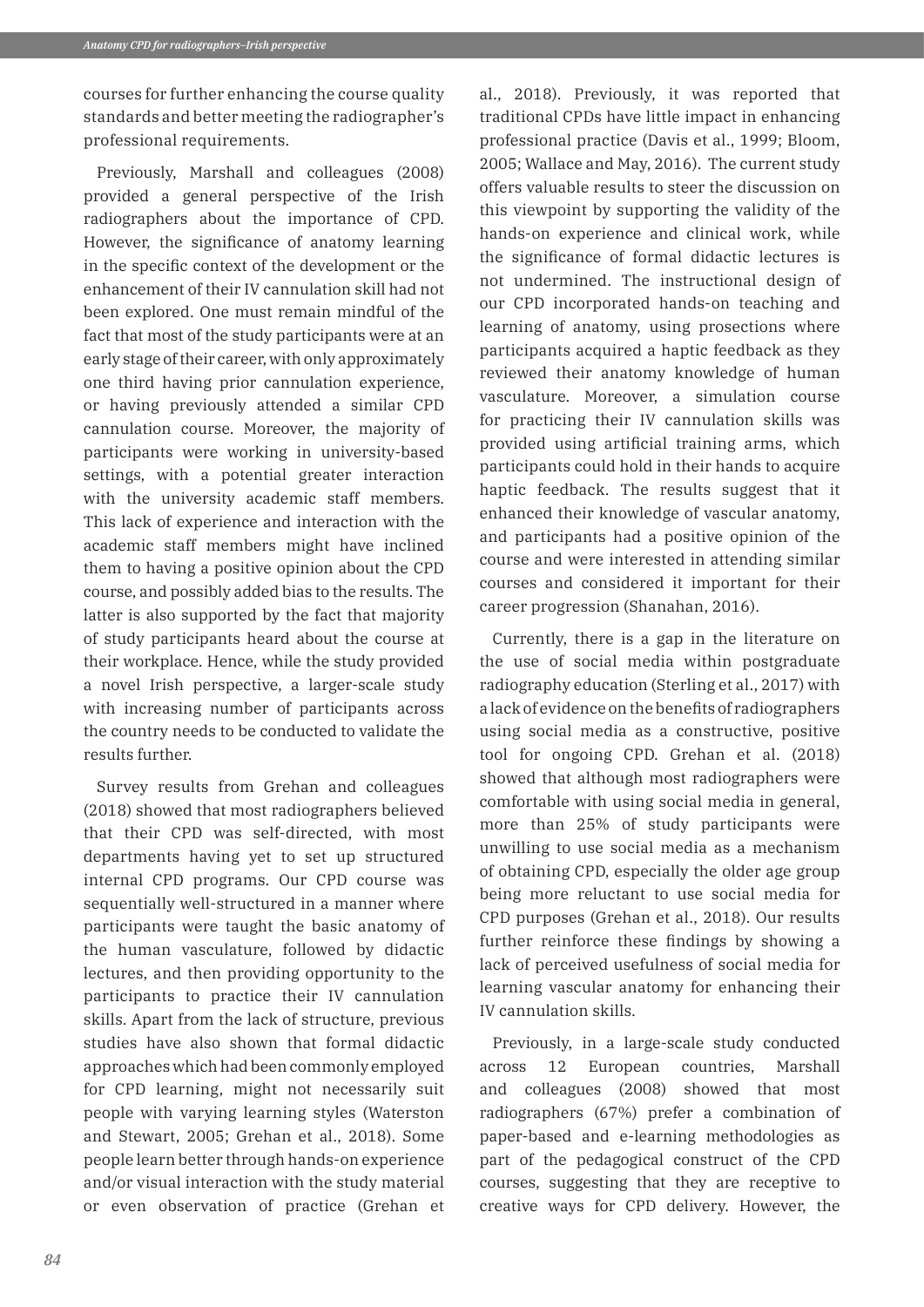courses for further enhancing the course quality standards and better meeting the radiographer's professional requirements.

Previously, Marshall and colleagues (2008) provided a general perspective of the Irish radiographers about the importance of CPD. However, the significance of anatomy learning in the specific context of the development or the enhancement of their IV cannulation skill had not been explored. One must remain mindful of the fact that most of the study participants were at an early stage of their career, with only approximately one third having prior cannulation experience, or having previously attended a similar CPD cannulation course. Moreover, the majority of participants were working in university-based settings, with a potential greater interaction with the university academic staff members. This lack of experience and interaction with the academic staff members might have inclined them to having a positive opinion about the CPD course, and possibly added bias to the results. The latter is also supported by the fact that majority of study participants heard about the course at their workplace. Hence, while the study provided a novel Irish perspective, a larger-scale study with increasing number of participants across the country needs to be conducted to validate the results further.

Survey results from Grehan and colleagues (2018) showed that most radiographers believed that their CPD was self-directed, with most departments having yet to set up structured internal CPD programs. Our CPD course was sequentially well-structured in a manner where participants were taught the basic anatomy of the human vasculature, followed by didactic lectures, and then providing opportunity to the participants to practice their IV cannulation skills. Apart from the lack of structure, previous studies have also shown that formal didactic approaches which had been commonly employed for CPD learning, might not necessarily suit people with varying learning styles (Waterston and Stewart, 2005; Grehan et al., 2018). Some people learn better through hands-on experience and/or visual interaction with the study material or even observation of practice (Grehan et al., 2018). Previously, it was reported that traditional CPDs have little impact in enhancing professional practice (Davis et al., 1999; Bloom, 2005; Wallace and May, 2016). The current study offers valuable results to steer the discussion on this viewpoint by supporting the validity of the hands-on experience and clinical work, while the significance of formal didactic lectures is not undermined. The instructional design of our CPD incorporated hands-on teaching and learning of anatomy, using prosections where participants acquired a haptic feedback as they reviewed their anatomy knowledge of human vasculature. Moreover, a simulation course for practicing their IV cannulation skills was provided using artificial training arms, which participants could hold in their hands to acquire haptic feedback. The results suggest that it enhanced their knowledge of vascular anatomy, and participants had a positive opinion of the course and were interested in attending similar courses and considered it important for their career progression (Shanahan, 2016).

Currently, there is a gap in the literature on the use of social media within postgraduate radiography education (Sterling et al., 2017) with a lack of evidence on the benefits of radiographers using social media as a constructive, positive tool for ongoing CPD. Grehan et al. (2018) showed that although most radiographers were comfortable with using social media in general, more than 25% of study participants were unwilling to use social media as a mechanism of obtaining CPD, especially the older age group being more reluctant to use social media for CPD purposes (Grehan et al., 2018). Our results further reinforce these findings by showing a lack of perceived usefulness of social media for learning vascular anatomy for enhancing their IV cannulation skills.

Previously, in a large-scale study conducted across 12 European countries, Marshall and colleagues (2008) showed that most radiographers (67%) prefer a combination of paper-based and e-learning methodologies as part of the pedagogical construct of the CPD courses, suggesting that they are receptive to creative ways for CPD delivery. However, the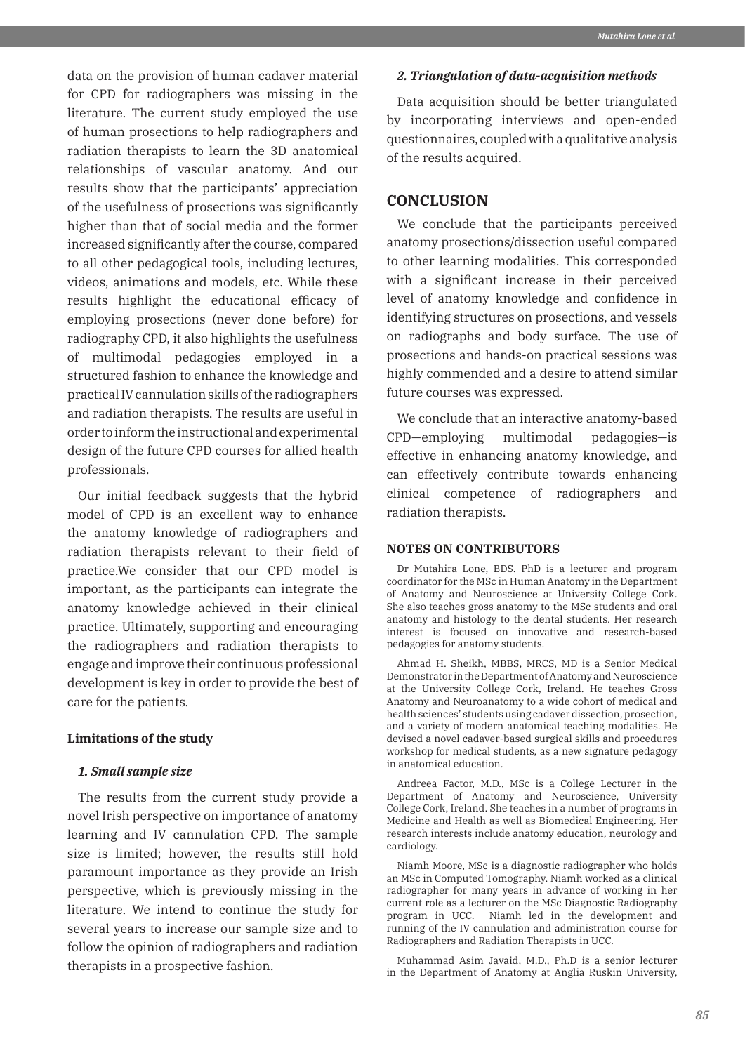data on the provision of human cadaver material for CPD for radiographers was missing in the literature. The current study employed the use of human prosections to help radiographers and radiation therapists to learn the 3D anatomical relationships of vascular anatomy. And our results show that the participants' appreciation of the usefulness of prosections was significantly higher than that of social media and the former increased significantly after the course, compared to all other pedagogical tools, including lectures, videos, animations and models, etc. While these results highlight the educational efficacy of employing prosections (never done before) for radiography CPD, it also highlights the usefulness of multimodal pedagogies employed in a structured fashion to enhance the knowledge and practical IV cannulation skills of the radiographers and radiation therapists. The results are useful in order to inform the instructional and experimental design of the future CPD courses for allied health professionals.

Our initial feedback suggests that the hybrid model of CPD is an excellent way to enhance the anatomy knowledge of radiographers and radiation therapists relevant to their field of practice.We consider that our CPD model is important, as the participants can integrate the anatomy knowledge achieved in their clinical practice. Ultimately, supporting and encouraging the radiographers and radiation therapists to engage and improve their continuous professional development is key in order to provide the best of care for the patients.

### Limitations of the study

***1. Small sample size***

The results from the current study provide a novel Irish perspective on importance of anatomy learning and IV cannulation CPD. The sample size is limited; however, the results still hold paramount importance as they provide an Irish perspective, which is previously missing in the literature. We intend to continue the study for several years to increase our sample size and to follow the opinion of radiographers and radiation therapists in a prospective fashion.

***2. Triangulation of data-acquisition methods***

Data acquisition should be better triangulated by incorporating interviews and open-ended questionnaires, coupled with a qualitative analysis of the results acquired.

## CONCLUSION

We conclude that the participants perceived anatomy prosections/dissection useful compared to other learning modalities. This corresponded with a significant increase in their perceived level of anatomy knowledge and confidence in identifying structures on prosections, and vessels on radiographs and body surface. The use of prosections and hands-on practical sessions was highly commended and a desire to attend similar future courses was expressed.

We conclude that an interactive anatomy-based CPD—employing multimodal pedagogies—is effective in enhancing anatomy knowledge, and can effectively contribute towards enhancing clinical competence of radiographers and radiation therapists.

### NOTES ON CONTRIBUTORS

Dr Mutahira Lone, BDS. PhD is a lecturer and program coordinator for the MSc in Human Anatomy in the Department of Anatomy and Neuroscience at University College Cork. She also teaches gross anatomy to the MSc students and oral anatomy and histology to the dental students. Her research interest is focused on innovative and research-based pedagogies for anatomy students.

Ahmad H. Sheikh, MBBS, MRCS, MD is a Senior Medical Demonstrator in the Department of Anatomy and Neuroscience at the University College Cork, Ireland. He teaches Gross Anatomy and Neuroanatomy to a wide cohort of medical and health sciences' students using cadaver dissection, prosection, and a variety of modern anatomical teaching modalities. He devised a novel cadaver-based surgical skills and procedures workshop for medical students, as a new signature pedagogy in anatomical education.

Andreea Factor, M.D., MSc is a College Lecturer in the Department of Anatomy and Neuroscience, University College Cork, Ireland. She teaches in a number of programs in Medicine and Health as well as Biomedical Engineering. Her research interests include anatomy education, neurology and cardiology.

Niamh Moore, MSc is a diagnostic radiographer who holds an MSc in Computed Tomography. Niamh worked as a clinical radiographer for many years in advance of working in her current role as a lecturer on the MSc Diagnostic Radiography program in UCC. Niamh led in the development and running of the IV cannulation and administration course for Radiographers and Radiation Therapists in UCC.

Muhammad Asim Javaid, M.D., Ph.D is a senior lecturer in the Department of Anatomy at Anglia Ruskin University,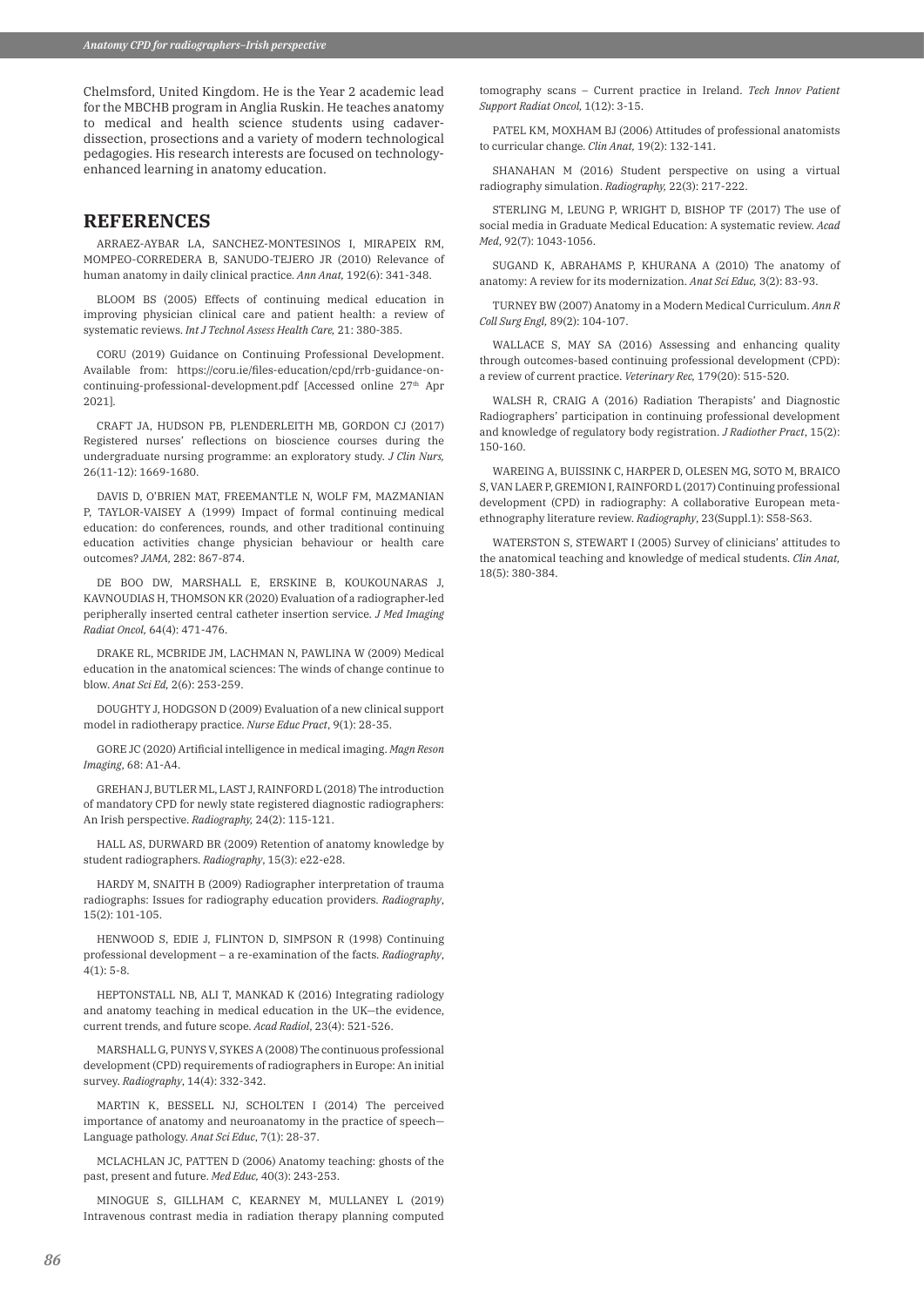Chelmsford, United Kingdom. He is the Year 2 academic lead for the MBCHB program in Anglia Ruskin. He teaches anatomy to medical and health science students using cadaver-dissection, prosections and a variety of modern technological pedagogies. His research interests are focused on technology-enhanced learning in anatomy education.

## REFERENCES

ARRAEZ-AYBAR LA, SANCHEZ-MONTESINOS I, MIRAPEIX RM, MOMPEO-CORREDERA B, SANUDO-TEJERO JR (2010) Relevance of human anatomy in daily clinical practice. *Ann Anat,* 192(6): 341-348.

BLOOM BS (2005) Effects of continuing medical education in improving physician clinical care and patient health: a review of systematic reviews. *Int J Technol Assess Health Care,* 21: 380-385.

CORU (2019) Guidance on Continuing Professional Development. Available from: https://coru.ie/files-education/cpd/rrb-guidance-on-continuing-professional-development.pdf [Accessed online 27th Apr 2021].

CRAFT JA, HUDSON PB, PLENDERLEITH MB, GORDON CJ (2017) Registered nurses' reflections on bioscience courses during the undergraduate nursing programme: an exploratory study. *J Clin Nurs,* 26(11-12): 1669-1680.

DAVIS D, O'BRIEN MAT, FREEMANTLE N, WOLF FM, MAZMANIAN P, TAYLOR-VAISEY A (1999) Impact of formal continuing medical education: do conferences, rounds, and other traditional continuing education activities change physician behaviour or health care outcomes? *JAMA,* 282: 867-874.

DE BOO DW, MARSHALL E, ERSKINE B, KOUKOUNARAS J, KAVNOUDIAS H, THOMSON KR (2020) Evaluation of a radiographer-led peripherally inserted central catheter insertion service. *J Med Imaging Radiat Oncol,* 64(4): 471-476.

DRAKE RL, MCBRIDE JM, LACHMAN N, PAWLINA W (2009) Medical education in the anatomical sciences: The winds of change continue to blow. *Anat Sci Ed,* 2(6): 253-259.

DOUGHTY J, HODGSON D (2009) Evaluation of a new clinical support model in radiotherapy practice. *Nurse Educ Pract*, 9(1): 28-35.

GORE JC (2020) Artificial intelligence in medical imaging. *Magn Reson Imaging*, 68: A1-A4.

GREHAN J, BUTLER ML, LAST J, RAINFORD L (2018) The introduction of mandatory CPD for newly state registered diagnostic radiographers: An Irish perspective. *Radiography,* 24(2): 115-121.

HALL AS, DURWARD BR (2009) Retention of anatomy knowledge by student radiographers. *Radiography*, 15(3): e22-e28.

HARDY M, SNAITH B (2009) Radiographer interpretation of trauma radiographs: Issues for radiography education providers. *Radiography*, 15(2): 101-105.

HENWOOD S, EDIE J, FLINTON D, SIMPSON R (1998) Continuing professional development – a re-examination of the facts. *Radiography*, 4(1): 5-8.

HEPTONSTALL NB, ALI T, MANKAD K (2016) Integrating radiology and anatomy teaching in medical education in the UK—the evidence, current trends, and future scope. *Acad Radiol*, 23(4): 521-526.

MARSHALL G, PUNYS V, SYKES A (2008) The continuous professional development (CPD) requirements of radiographers in Europe: An initial survey. *Radiography*, 14(4): 332-342.

MARTIN K, BESSELL NJ, SCHOLTEN I (2014) The perceived importance of anatomy and neuroanatomy in the practice of speech—Language pathology. *Anat Sci Educ*, 7(1): 28-37.

MCLACHLAN JC, PATTEN D (2006) Anatomy teaching: ghosts of the past, present and future. *Med Educ,* 40(3): 243-253.

MINOGUE S, GILLHAM C, KEARNEY M, MULLANEY L (2019) Intravenous contrast media in radiation therapy planning computed tomography scans – Current practice in Ireland. *Tech Innov Patient Support Radiat Oncol,* 1(12): 3-15.

PATEL KM, MOXHAM BJ (2006) Attitudes of professional anatomists to curricular change. *Clin Anat,* 19(2): 132-141.

SHANAHAN M (2016) Student perspective on using a virtual radiography simulation. *Radiography,* 22(3): 217-222.

STERLING M, LEUNG P, WRIGHT D, BISHOP TF (2017) The use of social media in Graduate Medical Education: A systematic review. *Acad Med*, 92(7): 1043-1056.

SUGAND K, ABRAHAMS P, KHURANA A (2010) The anatomy of anatomy: A review for its modernization. *Anat Sci Educ,* 3(2): 83-93.

TURNEY BW (2007) Anatomy in a Modern Medical Curriculum. *Ann R Coll Surg Engl,* 89(2): 104-107.

WALLACE S, MAY SA (2016) Assessing and enhancing quality through outcomes-based continuing professional development (CPD): a review of current practice. *Veterinary Rec,* 179(20): 515-520.

WALSH R, CRAIG A (2016) Radiation Therapists' and Diagnostic Radiographers' participation in continuing professional development and knowledge of regulatory body registration. *J Radiother Pract*, 15(2): 150-160.

WAREING A, BUISSINK C, HARPER D, OLESEN MG, SOTO M, BRAICO S, VAN LAER P, GREMION I, RAINFORD L (2017) Continuing professional development (CPD) in radiography: A collaborative European meta-ethnography literature review. *Radiography*, 23(Suppl.1): S58-S63.

WATERSTON S, STEWART I (2005) Survey of clinicians' attitudes to the anatomical teaching and knowledge of medical students. *Clin Anat,* 18(5): 380-384.